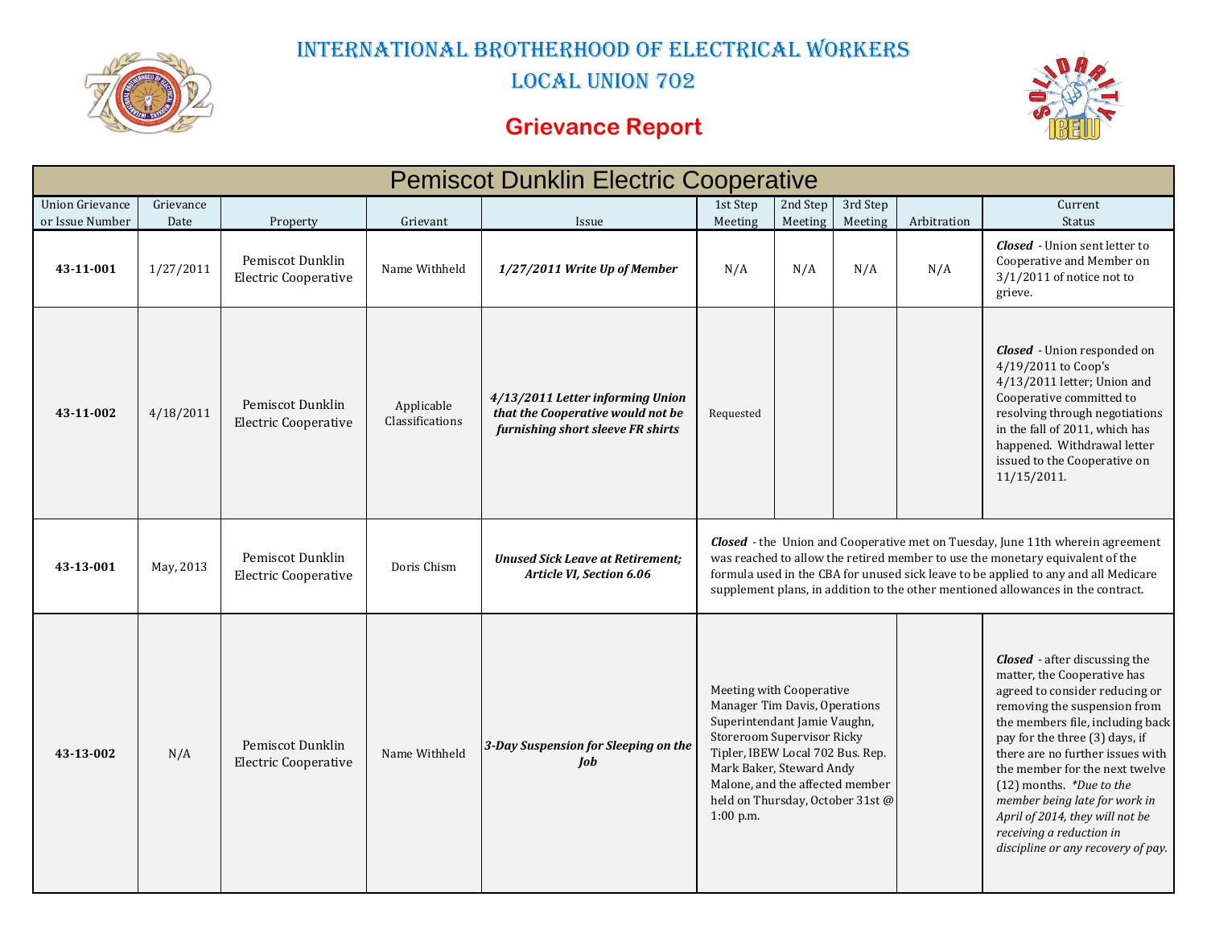# International Brotherhood of Electrical Workers

## Local Union 702

## Grievance Report

| Pemiscot Dunklin Electric Cooperative | | | | | | | | | |
|---|---|---|---|---|---|---|---|---|---|
| Union Grievance or Issue Number | Grievance Date | Property | Grievant | Issue | 1st Step Meeting | 2nd Step Meeting | 3rd Step Meeting | Arbitration | Current Status |
| **43-11-001** | 1/27/2011 | Pemiscot Dunklin Electric Cooperative | Name Withheld | ***1/27/2011 Write Up of Member*** | N/A | N/A | N/A | N/A | ***Closed*** - Union sent letter to Cooperative and Member on 3/1/2011 of notice not to grieve. |
| **43-11-002** | 4/18/2011 | Pemiscot Dunklin Electric Cooperative | Applicable Classifications | ***4/13/2011 Letter informing Union that the Cooperative would not be furnishing short sleeve FR shirts*** | Requested | | | | ***Closed*** - Union responded on 4/19/2011 to Coop's 4/13/2011 letter; Union and Cooperative committed to resolving through negotiations in the fall of 2011, which has happened. Withdrawal letter issued to the Cooperative on 11/15/2011. |
| **43-13-001** | May, 2013 | Pemiscot Dunklin Electric Cooperative | Doris Chism | ***Unused Sick Leave at Retirement; Article VI, Section 6.06*** | ***Closed*** - the Union and Cooperative met on Tuesday, June 11th wherein agreement was reached to allow the retired member to use the monetary equivalent of the formula used in the CBA for unused sick leave to be applied to any and all Medicare supplement plans, in addition to the other mentioned allowances in the contract. | | | | |
| **43-13-002** | N/A | Pemiscot Dunklin Electric Cooperative | Name Withheld | ***3-Day Suspension for Sleeping on the Job*** | Meeting with Cooperative Manager Tim Davis, Operations Superintendant Jamie Vaughn, Storeroom Supervisor Ricky Tipler, IBEW Local 702 Bus. Rep. Mark Baker, Steward Andy Malone, and the affected member held on Thursday, October 31st @ 1:00 p.m. | | | | ***Closed*** - after discussing the matter, the Cooperative has agreed to consider reducing or removing the suspension from the members file, including back pay for the three (3) days, if there are no further issues with the member for the next twelve (12) months. *\*Due to the member being late for work in April of 2014, they will not be receiving a reduction in discipline or any recovery of pay.* |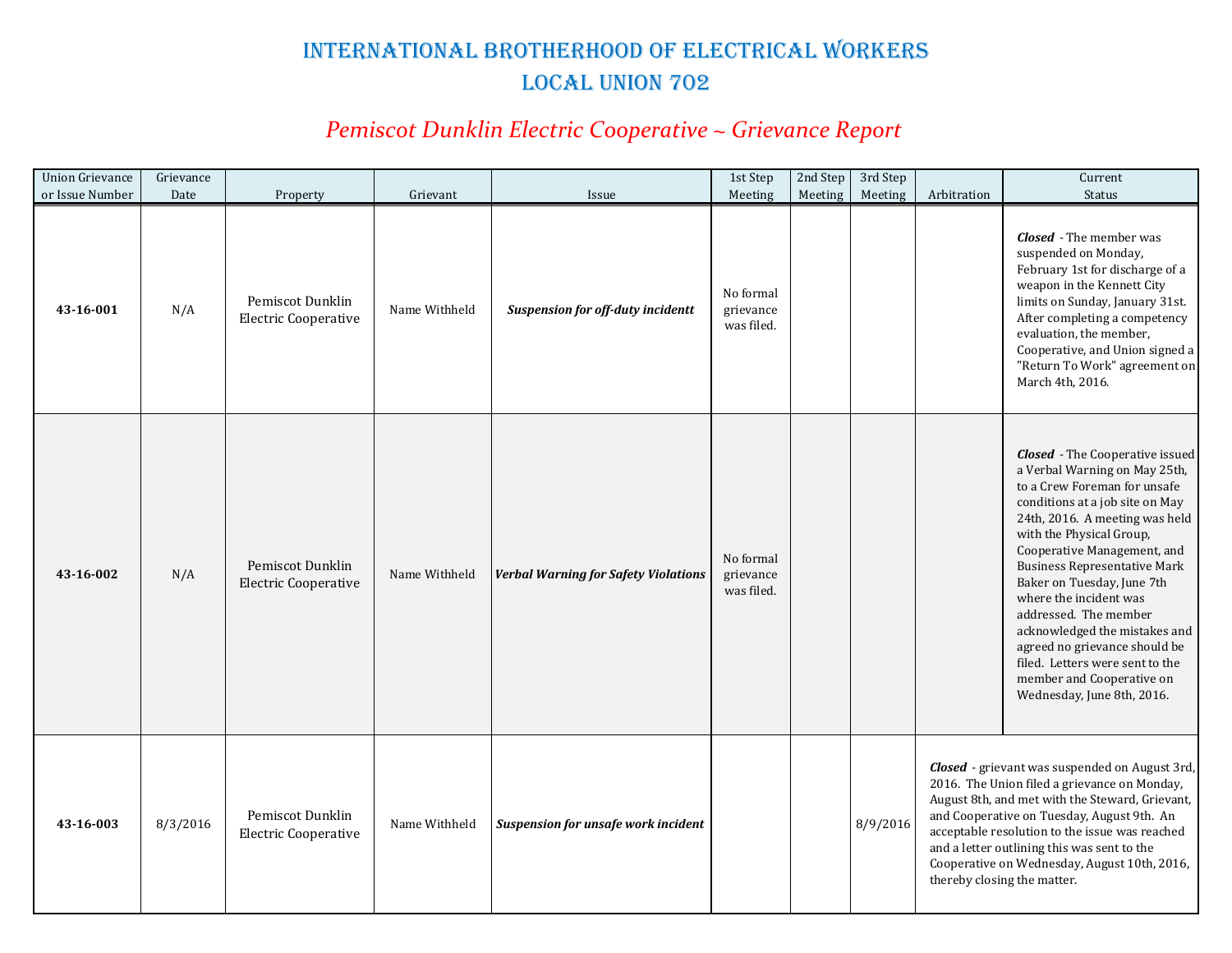# International Brotherhood of Electrical Workers
# Local Union 702

## *Pemiscot Dunklin Electric Cooperative ~ Grievance Report*

| Union Grievance or Issue Number | Grievance Date | Property | Grievant | Issue | 1st Step Meeting | 2nd Step Meeting | 3rd Step Meeting | Arbitration | Current Status |
|---|---|---|---|---|---|---|---|---|---|
| **43-16-001** | N/A | Pemiscot Dunklin Electric Cooperative | Name Withheld | ***Suspension for off-duty incidentt*** | No formal grievance was filed. | | | | ***Closed*** - The member was suspended on Monday, February 1st for discharge of a weapon in the Kennett City limits on Sunday, January 31st. After completing a competency evaluation, the member, Cooperative, and Union signed a "Return To Work" agreement on March 4th, 2016. |
| **43-16-002** | N/A | Pemiscot Dunklin Electric Cooperative | Name Withheld | ***Verbal Warning for Safety Violations*** | No formal grievance was filed. | | | | ***Closed*** - The Cooperative issued a Verbal Warning on May 25th, to a Crew Foreman for unsafe conditions at a job site on May 24th, 2016. A meeting was held with the Physical Group, Cooperative Management, and Business Representative Mark Baker on Tuesday, June 7th where the incident was addressed. The member acknowledged the mistakes and agreed no grievance should be filed. Letters were sent to the member and Cooperative on Wednesday, June 8th, 2016. |
| **43-16-003** | 8/3/2016 | Pemiscot Dunklin Electric Cooperative | Name Withheld | ***Suspension for unsafe work incident*** | | | 8/9/2016 | ***Closed*** - grievant was suspended on August 3rd, 2016. The Union filed a grievance on Monday, August 8th, and met with the Steward, Grievant, and Cooperative on Tuesday, August 9th. An acceptable resolution to the issue was reached and a letter outlining this was sent to the Cooperative on Wednesday, August 10th, 2016, thereby closing the matter. | |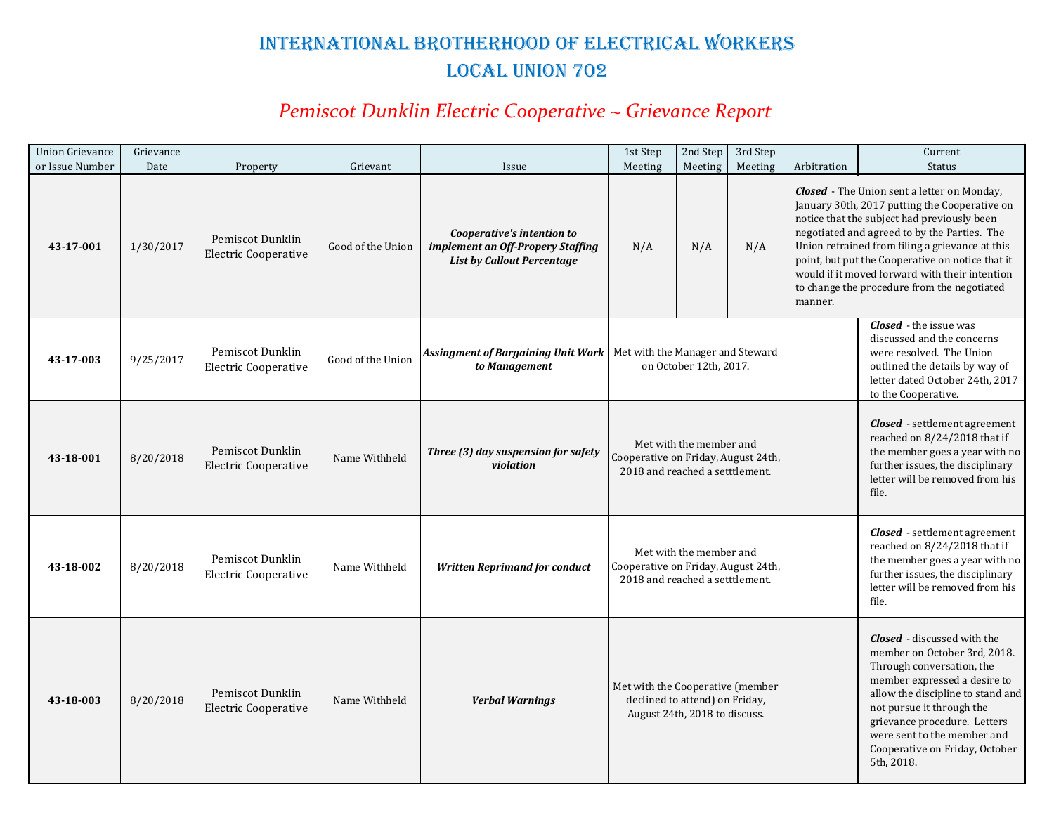# INTERNATIONAL BROTHERHOOD OF ELECTRICAL WORKERS
# LOCAL UNION 702

## *Pemiscot Dunklin Electric Cooperative ~ Grievance Report*

| Union Grievance or Issue Number | Grievance Date | Property | Grievant | Issue | 1st Step Meeting | 2nd Step Meeting | 3rd Step Meeting | Arbitration | Current Status |
|---|---|---|---|---|---|---|---|---|---|
| **43-17-001** | 1/30/2017 | Pemiscot Dunklin Electric Cooperative | Good of the Union | ***Cooperative's intention to implement an Off-Propery Staffing List by Callout Percentage*** | N/A | N/A | N/A | ***Closed*** - The Union sent a letter on Monday, January 30th, 2017 putting the Cooperative on notice that the subject had previously been negotiated and agreed to by the Parties. The Union refrained from filing a grievance at this point, but put the Cooperative on notice that it would if it moved forward with their intention to change the procedure from the negotiated manner. | |
| **43-17-003** | 9/25/2017 | Pemiscot Dunklin Electric Cooperative | Good of the Union | ***Assingment of Bargaining Unit Work to Management*** | Met with the Manager and Steward on October 12th, 2017. | | | | ***Closed*** - the issue was discussed and the concerns were resolved. The Union outlined the details by way of letter dated October 24th, 2017 to the Cooperative. |
| **43-18-001** | 8/20/2018 | Pemiscot Dunklin Electric Cooperative | Name Withheld | ***Three (3) day suspension for safety violation*** | Met with the member and Cooperative on Friday, August 24th, 2018 and reached a setttlement. | | | | ***Closed*** - settlement agreement reached on 8/24/2018 that if the member goes a year with no further issues, the disciplinary letter will be removed from his file. |
| **43-18-002** | 8/20/2018 | Pemiscot Dunklin Electric Cooperative | Name Withheld | ***Written Reprimand for conduct*** | Met with the member and Cooperative on Friday, August 24th, 2018 and reached a setttlement. | | | | ***Closed*** - settlement agreement reached on 8/24/2018 that if the member goes a year with no further issues, the disciplinary letter will be removed from his file. |
| **43-18-003** | 8/20/2018 | Pemiscot Dunklin Electric Cooperative | Name Withheld | ***Verbal Warnings*** | Met with the Cooperative (member declined to attend) on Friday, August 24th, 2018 to discuss. | | | | ***Closed*** - discussed with the member on October 3rd, 2018. Through conversation, the member expressed a desire to allow the discipline to stand and not pursue it through the grievance procedure. Letters were sent to the member and Cooperative on Friday, October 5th, 2018. |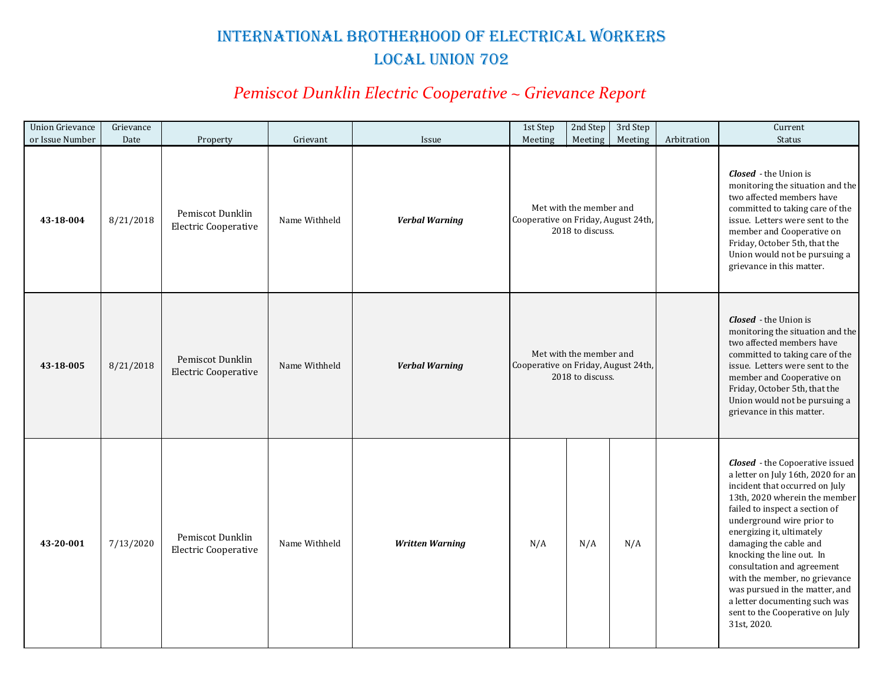# International Brotherhood of Electrical Workers
# Local Union 702

## *Pemiscot Dunklin Electric Cooperative ~ Grievance Report*

| Union Grievance or Issue Number | Grievance Date | Property | Grievant | Issue | 1st Step Meeting | 2nd Step Meeting | 3rd Step Meeting | Arbitration | Current Status |
|---|---|---|---|---|---|---|---|---|---|
| **43-18-004** | 8/21/2018 | Pemiscot Dunklin Electric Cooperative | Name Withheld | ***Verbal Warning*** | Met with the member and Cooperative on Friday, August 24th, 2018 to discuss. | | | | ***Closed*** - the Union is monitoring the situation and the two affected members have committed to taking care of the issue. Letters were sent to the member and Cooperative on Friday, October 5th, that the Union would not be pursuing a grievance in this matter. |
| **43-18-005** | 8/21/2018 | Pemiscot Dunklin Electric Cooperative | Name Withheld | ***Verbal Warning*** | Met with the member and Cooperative on Friday, August 24th, 2018 to discuss. | | | | ***Closed*** - the Union is monitoring the situation and the two affected members have committed to taking care of the issue. Letters were sent to the member and Cooperative on Friday, October 5th, that the Union would not be pursuing a grievance in this matter. |
| **43-20-001** | 7/13/2020 | Pemiscot Dunklin Electric Cooperative | Name Withheld | ***Written Warning*** | N/A | N/A | N/A | | ***Closed*** - the Copoerative issued a letter on July 16th, 2020 for an incident that occurred on July 13th, 2020 wherein the member failed to inspect a section of underground wire prior to energizing it, ultimately damaging the cable and knocking the line out. In consultation and agreement with the member, no grievance was pursued in the matter, and a letter documenting such was sent to the Cooperative on July 31st, 2020. |